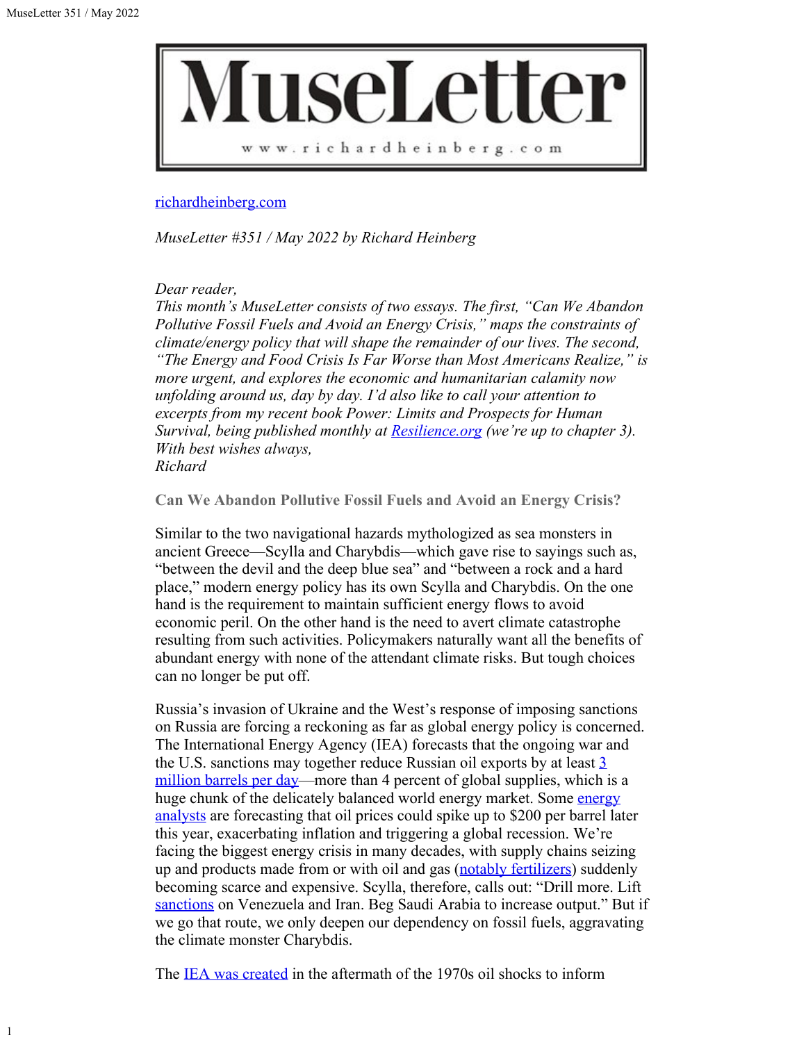# MuseLetter

www.richardheinberg.com

richardheinberg.com

*MuseLetter #351 / May 2022 by Richard Heinberg*

*Dear reader,*
*This month's MuseLetter consists of two essays. The first, "Can We Abandon Pollutive Fossil Fuels and Avoid an Energy Crisis," maps the constraints of climate/energy policy that will shape the remainder of our lives. The second, "The Energy and Food Crisis Is Far Worse than Most Americans Realize," is more urgent, and explores the economic and humanitarian calamity now unfolding around us, day by day. I'd also like to call your attention to excerpts from my recent book Power: Limits and Prospects for Human Survival, being published monthly at Resilience.org (we're up to chapter 3).*
*With best wishes always,*
*Richard*

## Can We Abandon Pollutive Fossil Fuels and Avoid an Energy Crisis?

Similar to the two navigational hazards mythologized as sea monsters in ancient Greece—Scylla and Charybdis—which gave rise to sayings such as, "between the devil and the deep blue sea" and "between a rock and a hard place," modern energy policy has its own Scylla and Charybdis. On the one hand is the requirement to maintain sufficient energy flows to avoid economic peril. On the other hand is the need to avert climate catastrophe resulting from such activities. Policymakers naturally want all the benefits of abundant energy with none of the attendant climate risks. But tough choices can no longer be put off.

Russia's invasion of Ukraine and the West's response of imposing sanctions on Russia are forcing a reckoning as far as global energy policy is concerned. The International Energy Agency (IEA) forecasts that the ongoing war and the U.S. sanctions may together reduce Russian oil exports by at least 3 million barrels per day—more than 4 percent of global supplies, which is a huge chunk of the delicately balanced world energy market. Some energy analysts are forecasting that oil prices could spike up to $200 per barrel later this year, exacerbating inflation and triggering a global recession. We're facing the biggest energy crisis in many decades, with supply chains seizing up and products made from or with oil and gas (notably fertilizers) suddenly becoming scarce and expensive. Scylla, therefore, calls out: "Drill more. Lift sanctions on Venezuela and Iran. Beg Saudi Arabia to increase output." But if we go that route, we only deepen our dependency on fossil fuels, aggravating the climate monster Charybdis.

The IEA was created in the aftermath of the 1970s oil shocks to inform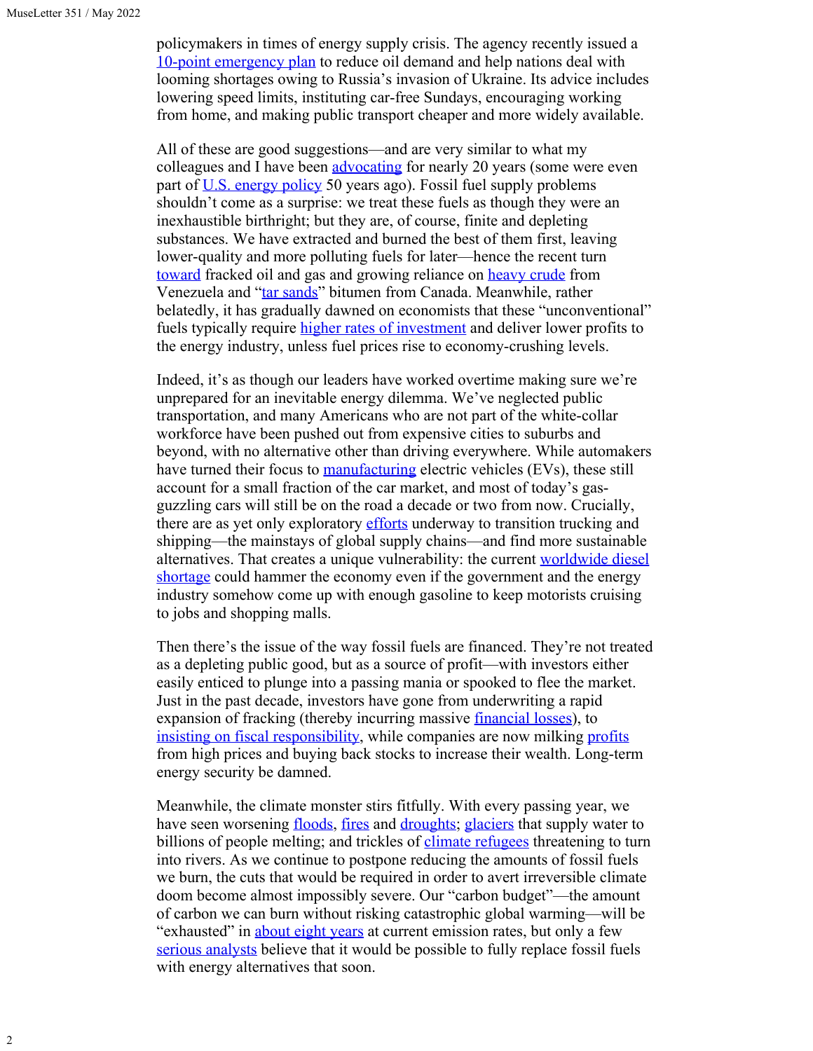policymakers in times of energy supply crisis. The agency recently issued a 10-point emergency plan to reduce oil demand and help nations deal with looming shortages owing to Russia's invasion of Ukraine. Its advice includes lowering speed limits, instituting car-free Sundays, encouraging working from home, and making public transport cheaper and more widely available.

All of these are good suggestions—and are very similar to what my colleagues and I have been advocating for nearly 20 years (some were even part of U.S. energy policy 50 years ago). Fossil fuel supply problems shouldn't come as a surprise: we treat these fuels as though they were an inexhaustible birthright; but they are, of course, finite and depleting substances. We have extracted and burned the best of them first, leaving lower-quality and more polluting fuels for later—hence the recent turn toward fracked oil and gas and growing reliance on heavy crude from Venezuela and "tar sands" bitumen from Canada. Meanwhile, rather belatedly, it has gradually dawned on economists that these "unconventional" fuels typically require higher rates of investment and deliver lower profits to the energy industry, unless fuel prices rise to economy-crushing levels.

Indeed, it's as though our leaders have worked overtime making sure we're unprepared for an inevitable energy dilemma. We've neglected public transportation, and many Americans who are not part of the white-collar workforce have been pushed out from expensive cities to suburbs and beyond, with no alternative other than driving everywhere. While automakers have turned their focus to manufacturing electric vehicles (EVs), these still account for a small fraction of the car market, and most of today's gas-guzzling cars will still be on the road a decade or two from now. Crucially, there are as yet only exploratory efforts underway to transition trucking and shipping—the mainstays of global supply chains—and find more sustainable alternatives. That creates a unique vulnerability: the current worldwide diesel shortage could hammer the economy even if the government and the energy industry somehow come up with enough gasoline to keep motorists cruising to jobs and shopping malls.

Then there's the issue of the way fossil fuels are financed. They're not treated as a depleting public good, but as a source of profit—with investors either easily enticed to plunge into a passing mania or spooked to flee the market. Just in the past decade, investors have gone from underwriting a rapid expansion of fracking (thereby incurring massive financial losses), to insisting on fiscal responsibility, while companies are now milking profits from high prices and buying back stocks to increase their wealth. Long-term energy security be damned.

Meanwhile, the climate monster stirs fitfully. With every passing year, we have seen worsening floods, fires and droughts; glaciers that supply water to billions of people melting; and trickles of climate refugees threatening to turn into rivers. As we continue to postpone reducing the amounts of fossil fuels we burn, the cuts that would be required in order to avert irreversible climate doom become almost impossibly severe. Our "carbon budget"—the amount of carbon we can burn without risking catastrophic global warming—will be "exhausted" in about eight years at current emission rates, but only a few serious analysts believe that it would be possible to fully replace fossil fuels with energy alternatives that soon.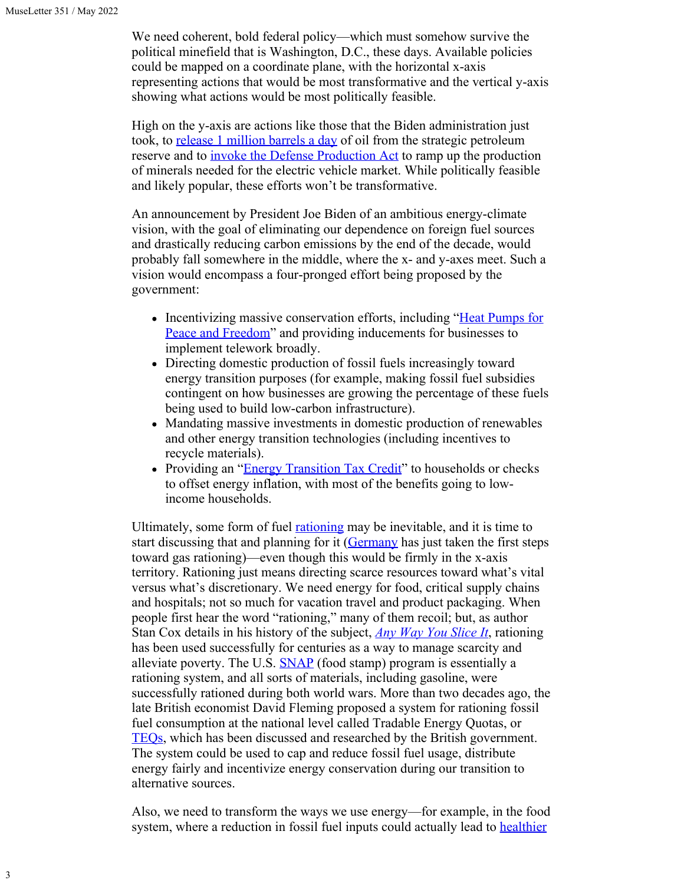We need coherent, bold federal policy—which must somehow survive the political minefield that is Washington, D.C., these days. Available policies could be mapped on a coordinate plane, with the horizontal x-axis representing actions that would be most transformative and the vertical y-axis showing what actions would be most politically feasible.

High on the y-axis are actions like those that the Biden administration just took, to release 1 million barrels a day of oil from the strategic petroleum reserve and to invoke the Defense Production Act to ramp up the production of minerals needed for the electric vehicle market. While politically feasible and likely popular, these efforts won't be transformative.

An announcement by President Joe Biden of an ambitious energy-climate vision, with the goal of eliminating our dependence on foreign fuel sources and drastically reducing carbon emissions by the end of the decade, would probably fall somewhere in the middle, where the x- and y-axes meet. Such a vision would encompass a four-pronged effort being proposed by the government:

- Incentivizing massive conservation efforts, including "Heat Pumps for Peace and Freedom" and providing inducements for businesses to implement telework broadly.
- Directing domestic production of fossil fuels increasingly toward energy transition purposes (for example, making fossil fuel subsidies contingent on how businesses are growing the percentage of these fuels being used to build low-carbon infrastructure).
- Mandating massive investments in domestic production of renewables and other energy transition technologies (including incentives to recycle materials).
- Providing an "Energy Transition Tax Credit" to households or checks to offset energy inflation, with most of the benefits going to low-income households.

Ultimately, some form of fuel rationing may be inevitable, and it is time to start discussing that and planning for it (Germany has just taken the first steps toward gas rationing)—even though this would be firmly in the x-axis territory. Rationing just means directing scarce resources toward what's vital versus what's discretionary. We need energy for food, critical supply chains and hospitals; not so much for vacation travel and product packaging. When people first hear the word "rationing," many of them recoil; but, as author Stan Cox details in his history of the subject, *Any Way You Slice It*, rationing has been used successfully for centuries as a way to manage scarcity and alleviate poverty. The U.S. SNAP (food stamp) program is essentially a rationing system, and all sorts of materials, including gasoline, were successfully rationed during both world wars. More than two decades ago, the late British economist David Fleming proposed a system for rationing fossil fuel consumption at the national level called Tradable Energy Quotas, or TEQs, which has been discussed and researched by the British government. The system could be used to cap and reduce fossil fuel usage, distribute energy fairly and incentivize energy conservation during our transition to alternative sources.

Also, we need to transform the ways we use energy—for example, in the food system, where a reduction in fossil fuel inputs could actually lead to healthier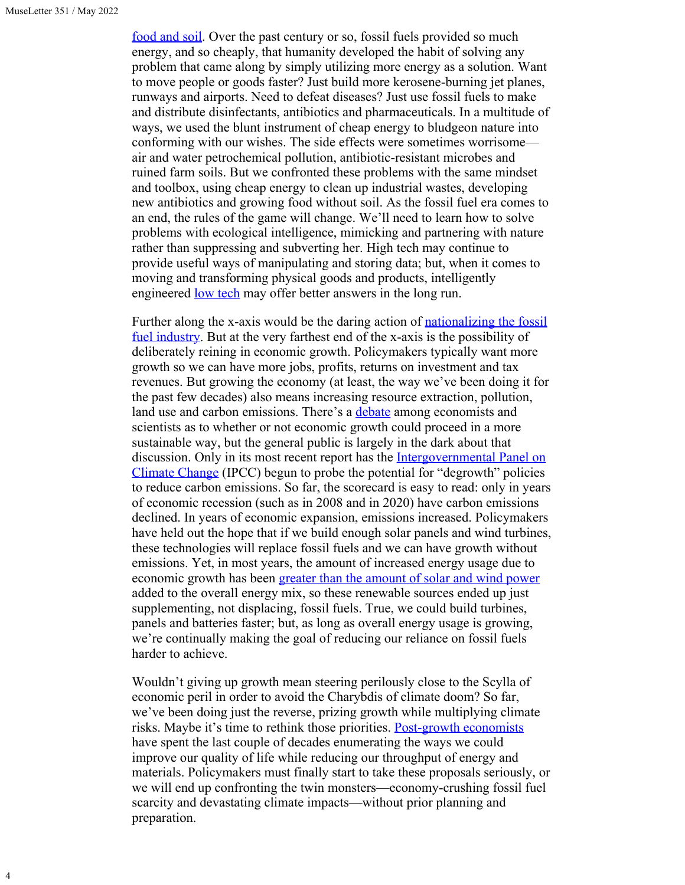food and soil. Over the past century or so, fossil fuels provided so much energy, and so cheaply, that humanity developed the habit of solving any problem that came along by simply utilizing more energy as a solution. Want to move people or goods faster? Just build more kerosene-burning jet planes, runways and airports. Need to defeat diseases? Just use fossil fuels to make and distribute disinfectants, antibiotics and pharmaceuticals. In a multitude of ways, we used the blunt instrument of cheap energy to bludgeon nature into conforming with our wishes. The side effects were sometimes worrisome—air and water petrochemical pollution, antibiotic-resistant microbes and ruined farm soils. But we confronted these problems with the same mindset and toolbox, using cheap energy to clean up industrial wastes, developing new antibiotics and growing food without soil. As the fossil fuel era comes to an end, the rules of the game will change. We'll need to learn how to solve problems with ecological intelligence, mimicking and partnering with nature rather than suppressing and subverting her. High tech may continue to provide useful ways of manipulating and storing data; but, when it comes to moving and transforming physical goods and products, intelligently engineered low tech may offer better answers in the long run.

Further along the x-axis would be the daring action of nationalizing the fossil fuel industry. But at the very farthest end of the x-axis is the possibility of deliberately reining in economic growth. Policymakers typically want more growth so we can have more jobs, profits, returns on investment and tax revenues. But growing the economy (at least, the way we've been doing it for the past few decades) also means increasing resource extraction, pollution, land use and carbon emissions. There's a debate among economists and scientists as to whether or not economic growth could proceed in a more sustainable way, but the general public is largely in the dark about that discussion. Only in its most recent report has the Intergovernmental Panel on Climate Change (IPCC) begun to probe the potential for "degrowth" policies to reduce carbon emissions. So far, the scorecard is easy to read: only in years of economic recession (such as in 2008 and in 2020) have carbon emissions declined. In years of economic expansion, emissions increased. Policymakers have held out the hope that if we build enough solar panels and wind turbines, these technologies will replace fossil fuels and we can have growth without emissions. Yet, in most years, the amount of increased energy usage due to economic growth has been greater than the amount of solar and wind power added to the overall energy mix, so these renewable sources ended up just supplementing, not displacing, fossil fuels. True, we could build turbines, panels and batteries faster; but, as long as overall energy usage is growing, we're continually making the goal of reducing our reliance on fossil fuels harder to achieve.

Wouldn't giving up growth mean steering perilously close to the Scylla of economic peril in order to avoid the Charybdis of climate doom? So far, we've been doing just the reverse, prizing growth while multiplying climate risks. Maybe it's time to rethink those priorities. Post-growth economists have spent the last couple of decades enumerating the ways we could improve our quality of life while reducing our throughput of energy and materials. Policymakers must finally start to take these proposals seriously, or we will end up confronting the twin monsters—economy-crushing fossil fuel scarcity and devastating climate impacts—without prior planning and preparation.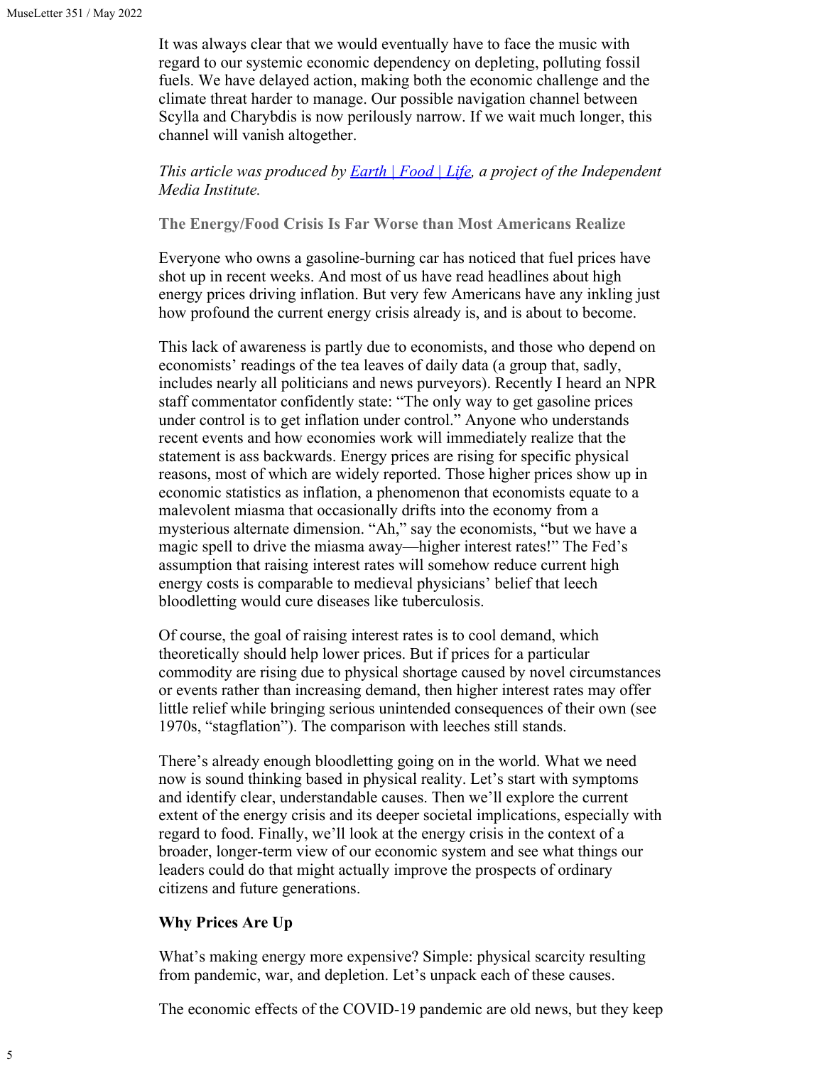It was always clear that we would eventually have to face the music with regard to our systemic economic dependency on depleting, polluting fossil fuels. We have delayed action, making both the economic challenge and the climate threat harder to manage. Our possible navigation channel between Scylla and Charybdis is now perilously narrow. If we wait much longer, this channel will vanish altogether.

*This article was produced by [Earth | Food | Life](), a project of the Independent Media Institute.*

## The Energy/Food Crisis Is Far Worse than Most Americans Realize

Everyone who owns a gasoline-burning car has noticed that fuel prices have shot up in recent weeks. And most of us have read headlines about high energy prices driving inflation. But very few Americans have any inkling just how profound the current energy crisis already is, and is about to become.

This lack of awareness is partly due to economists, and those who depend on economists' readings of the tea leaves of daily data (a group that, sadly, includes nearly all politicians and news purveyors). Recently I heard an NPR staff commentator confidently state: "The only way to get gasoline prices under control is to get inflation under control." Anyone who understands recent events and how economies work will immediately realize that the statement is ass backwards. Energy prices are rising for specific physical reasons, most of which are widely reported. Those higher prices show up in economic statistics as inflation, a phenomenon that economists equate to a malevolent miasma that occasionally drifts into the economy from a mysterious alternate dimension. "Ah," say the economists, "but we have a magic spell to drive the miasma away—higher interest rates!" The Fed's assumption that raising interest rates will somehow reduce current high energy costs is comparable to medieval physicians' belief that leech bloodletting would cure diseases like tuberculosis.

Of course, the goal of raising interest rates is to cool demand, which theoretically should help lower prices. But if prices for a particular commodity are rising due to physical shortage caused by novel circumstances or events rather than increasing demand, then higher interest rates may offer little relief while bringing serious unintended consequences of their own (see 1970s, "stagflation"). The comparison with leeches still stands.

There's already enough bloodletting going on in the world. What we need now is sound thinking based in physical reality. Let's start with symptoms and identify clear, understandable causes. Then we'll explore the current extent of the energy crisis and its deeper societal implications, especially with regard to food. Finally, we'll look at the energy crisis in the context of a broader, longer-term view of our economic system and see what things our leaders could do that might actually improve the prospects of ordinary citizens and future generations.

### Why Prices Are Up

What's making energy more expensive? Simple: physical scarcity resulting from pandemic, war, and depletion. Let's unpack each of these causes.

The economic effects of the COVID-19 pandemic are old news, but they keep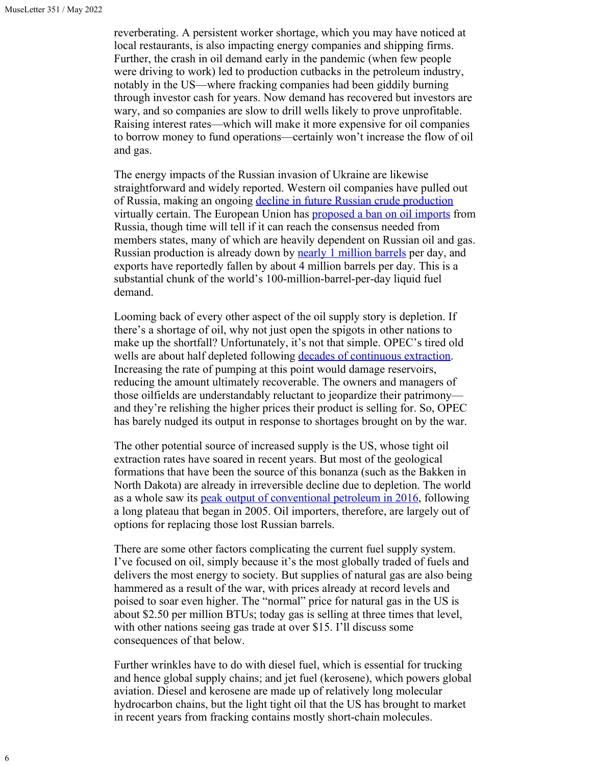reverberating. A persistent worker shortage, which you may have noticed at local restaurants, is also impacting energy companies and shipping firms. Further, the crash in oil demand early in the pandemic (when few people were driving to work) led to production cutbacks in the petroleum industry, notably in the US—where fracking companies had been giddily burning through investor cash for years. Now demand has recovered but investors are wary, and so companies are slow to drill wells likely to prove unprofitable. Raising interest rates—which will make it more expensive for oil companies to borrow money to fund operations—certainly won't increase the flow of oil and gas.

The energy impacts of the Russian invasion of Ukraine are likewise straightforward and widely reported. Western oil companies have pulled out of Russia, making an ongoing decline in future Russian crude production virtually certain. The European Union has proposed a ban on oil imports from Russia, though time will tell if it can reach the consensus needed from members states, many of which are heavily dependent on Russian oil and gas. Russian production is already down by nearly 1 million barrels per day, and exports have reportedly fallen by about 4 million barrels per day. This is a substantial chunk of the world's 100-million-barrel-per-day liquid fuel demand.

Looming back of every other aspect of the oil supply story is depletion. If there's a shortage of oil, why not just open the spigots in other nations to make up the shortfall? Unfortunately, it's not that simple. OPEC's tired old wells are about half depleted following decades of continuous extraction. Increasing the rate of pumping at this point would damage reservoirs, reducing the amount ultimately recoverable. The owners and managers of those oilfields are understandably reluctant to jeopardize their patrimony—and they're relishing the higher prices their product is selling for. So, OPEC has barely nudged its output in response to shortages brought on by the war.

The other potential source of increased supply is the US, whose tight oil extraction rates have soared in recent years. But most of the geological formations that have been the source of this bonanza (such as the Bakken in North Dakota) are already in irreversible decline due to depletion. The world as a whole saw its peak output of conventional petroleum in 2016, following a long plateau that began in 2005. Oil importers, therefore, are largely out of options for replacing those lost Russian barrels.

There are some other factors complicating the current fuel supply system. I've focused on oil, simply because it's the most globally traded of fuels and delivers the most energy to society. But supplies of natural gas are also being hammered as a result of the war, with prices already at record levels and poised to soar even higher. The "normal" price for natural gas in the US is about $2.50 per million BTUs; today gas is selling at three times that level, with other nations seeing gas trade at over $15. I'll discuss some consequences of that below.

Further wrinkles have to do with diesel fuel, which is essential for trucking and hence global supply chains; and jet fuel (kerosene), which powers global aviation. Diesel and kerosene are made up of relatively long molecular hydrocarbon chains, but the light tight oil that the US has brought to market in recent years from fracking contains mostly short-chain molecules.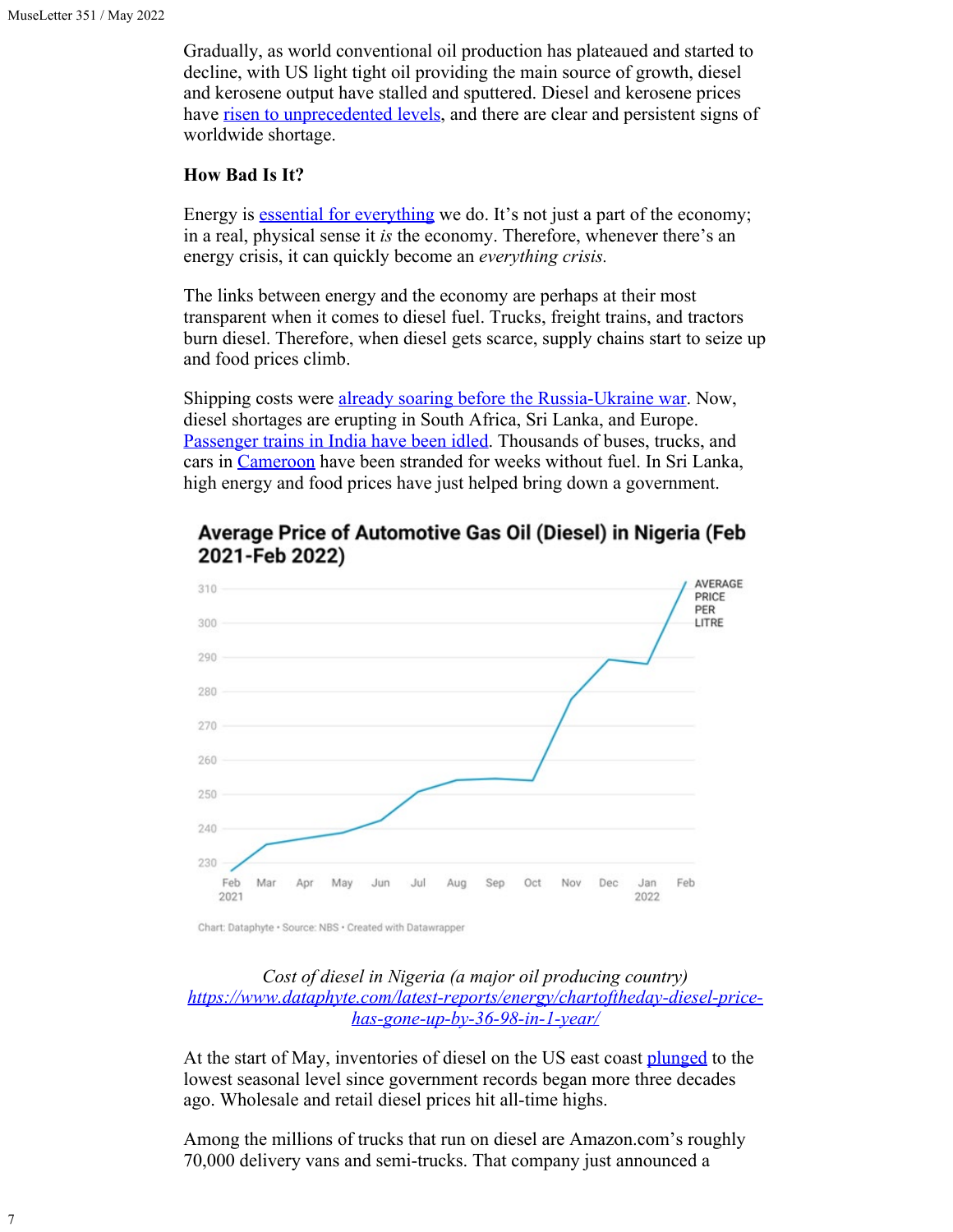Gradually, as world conventional oil production has plateaued and started to decline, with US light tight oil providing the main source of growth, diesel and kerosene output have stalled and sputtered. Diesel and kerosene prices have [risen to unprecedented levels](), and there are clear and persistent signs of worldwide shortage.

**How Bad Is It?**

Energy is [essential for everything]() we do. It's not just a part of the economy; in a real, physical sense it *is* the economy. Therefore, whenever there's an energy crisis, it can quickly become an *everything crisis.*

The links between energy and the economy are perhaps at their most transparent when it comes to diesel fuel. Trucks, freight trains, and tractors burn diesel. Therefore, when diesel gets scarce, supply chains start to seize up and food prices climb.

Shipping costs were [already soaring before the Russia-Ukraine war](). Now, diesel shortages are erupting in South Africa, Sri Lanka, and Europe. [Passenger trains in India have been idled](). Thousands of buses, trucks, and cars in [Cameroon]() have been stranded for weeks without fuel. In Sri Lanka, high energy and food prices have just helped bring down a government.

**Average Price of Automotive Gas Oil (Diesel) in Nigeria (Feb 2021-Feb 2022)**

Chart: Dataphyte • Source: NBS • Created with Datawrapper

*Cost of diesel in Nigeria (a major oil producing country)*
*https://www.dataphyte.com/latest-reports/energy/chartoftheday-diesel-price-has-gone-up-by-36-98-in-1-year/*

At the start of May, inventories of diesel on the US east coast [plunged]() to the lowest seasonal level since government records began more three decades ago. Wholesale and retail diesel prices hit all-time highs.

Among the millions of trucks that run on diesel are Amazon.com's roughly 70,000 delivery vans and semi-trucks. That company just announced a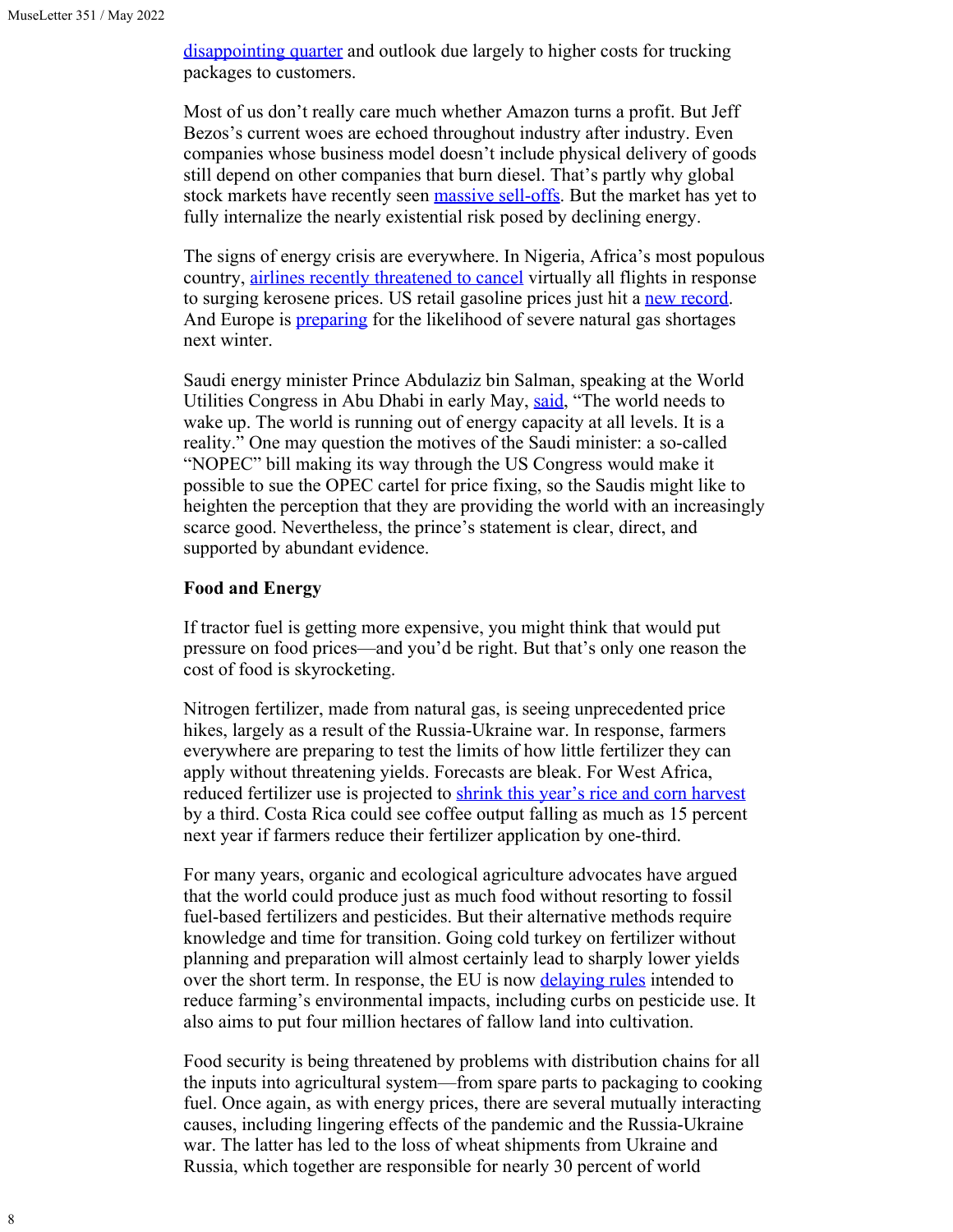disappointing quarter and outlook due largely to higher costs for trucking packages to customers.

Most of us don't really care much whether Amazon turns a profit. But Jeff Bezos's current woes are echoed throughout industry after industry. Even companies whose business model doesn't include physical delivery of goods still depend on other companies that burn diesel. That's partly why global stock markets have recently seen massive sell-offs. But the market has yet to fully internalize the nearly existential risk posed by declining energy.

The signs of energy crisis are everywhere. In Nigeria, Africa's most populous country, airlines recently threatened to cancel virtually all flights in response to surging kerosene prices. US retail gasoline prices just hit a new record. And Europe is preparing for the likelihood of severe natural gas shortages next winter.

Saudi energy minister Prince Abdulaziz bin Salman, speaking at the World Utilities Congress in Abu Dhabi in early May, said, "The world needs to wake up. The world is running out of energy capacity at all levels. It is a reality." One may question the motives of the Saudi minister: a so-called "NOPEC" bill making its way through the US Congress would make it possible to sue the OPEC cartel for price fixing, so the Saudis might like to heighten the perception that they are providing the world with an increasingly scarce good. Nevertheless, the prince's statement is clear, direct, and supported by abundant evidence.

**Food and Energy**

If tractor fuel is getting more expensive, you might think that would put pressure on food prices—and you'd be right. But that's only one reason the cost of food is skyrocketing.

Nitrogen fertilizer, made from natural gas, is seeing unprecedented price hikes, largely as a result of the Russia-Ukraine war. In response, farmers everywhere are preparing to test the limits of how little fertilizer they can apply without threatening yields. Forecasts are bleak. For West Africa, reduced fertilizer use is projected to shrink this year's rice and corn harvest by a third. Costa Rica could see coffee output falling as much as 15 percent next year if farmers reduce their fertilizer application by one-third.

For many years, organic and ecological agriculture advocates have argued that the world could produce just as much food without resorting to fossil fuel-based fertilizers and pesticides. But their alternative methods require knowledge and time for transition. Going cold turkey on fertilizer without planning and preparation will almost certainly lead to sharply lower yields over the short term. In response, the EU is now delaying rules intended to reduce farming's environmental impacts, including curbs on pesticide use. It also aims to put four million hectares of fallow land into cultivation.

Food security is being threatened by problems with distribution chains for all the inputs into agricultural system—from spare parts to packaging to cooking fuel. Once again, as with energy prices, there are several mutually interacting causes, including lingering effects of the pandemic and the Russia-Ukraine war. The latter has led to the loss of wheat shipments from Ukraine and Russia, which together are responsible for nearly 30 percent of world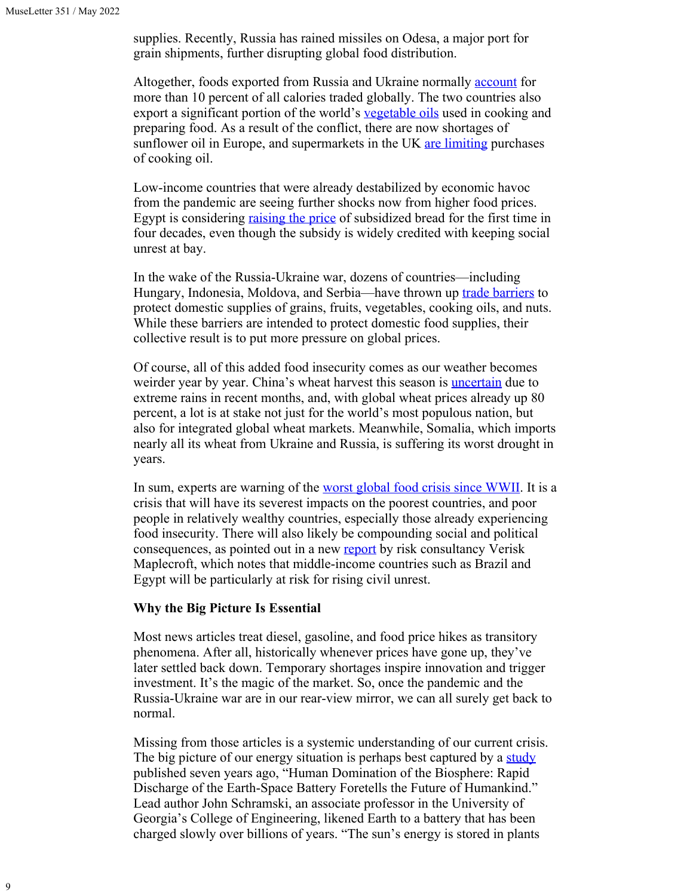supplies. Recently, Russia has rained missiles on Odesa, a major port for grain shipments, further disrupting global food distribution.

Altogether, foods exported from Russia and Ukraine normally account for more than 10 percent of all calories traded globally. The two countries also export a significant portion of the world's vegetable oils used in cooking and preparing food. As a result of the conflict, there are now shortages of sunflower oil in Europe, and supermarkets in the UK are limiting purchases of cooking oil.

Low-income countries that were already destabilized by economic havoc from the pandemic are seeing further shocks now from higher food prices. Egypt is considering raising the price of subsidized bread for the first time in four decades, even though the subsidy is widely credited with keeping social unrest at bay.

In the wake of the Russia-Ukraine war, dozens of countries—including Hungary, Indonesia, Moldova, and Serbia—have thrown up trade barriers to protect domestic supplies of grains, fruits, vegetables, cooking oils, and nuts. While these barriers are intended to protect domestic food supplies, their collective result is to put more pressure on global prices.

Of course, all of this added food insecurity comes as our weather becomes weirder year by year. China's wheat harvest this season is uncertain due to extreme rains in recent months, and, with global wheat prices already up 80 percent, a lot is at stake not just for the world's most populous nation, but also for integrated global wheat markets. Meanwhile, Somalia, which imports nearly all its wheat from Ukraine and Russia, is suffering its worst drought in years.

In sum, experts are warning of the worst global food crisis since WWII. It is a crisis that will have its severest impacts on the poorest countries, and poor people in relatively wealthy countries, especially those already experiencing food insecurity. There will also likely be compounding social and political consequences, as pointed out in a new report by risk consultancy Verisk Maplecroft, which notes that middle-income countries such as Brazil and Egypt will be particularly at risk for rising civil unrest.

**Why the Big Picture Is Essential**

Most news articles treat diesel, gasoline, and food price hikes as transitory phenomena. After all, historically whenever prices have gone up, they've later settled back down. Temporary shortages inspire innovation and trigger investment. It's the magic of the market. So, once the pandemic and the Russia-Ukraine war are in our rear-view mirror, we can all surely get back to normal.

Missing from those articles is a systemic understanding of our current crisis. The big picture of our energy situation is perhaps best captured by a study published seven years ago, "Human Domination of the Biosphere: Rapid Discharge of the Earth-Space Battery Foretells the Future of Humankind." Lead author John Schramski, an associate professor in the University of Georgia's College of Engineering, likened Earth to a battery that has been charged slowly over billions of years. "The sun's energy is stored in plants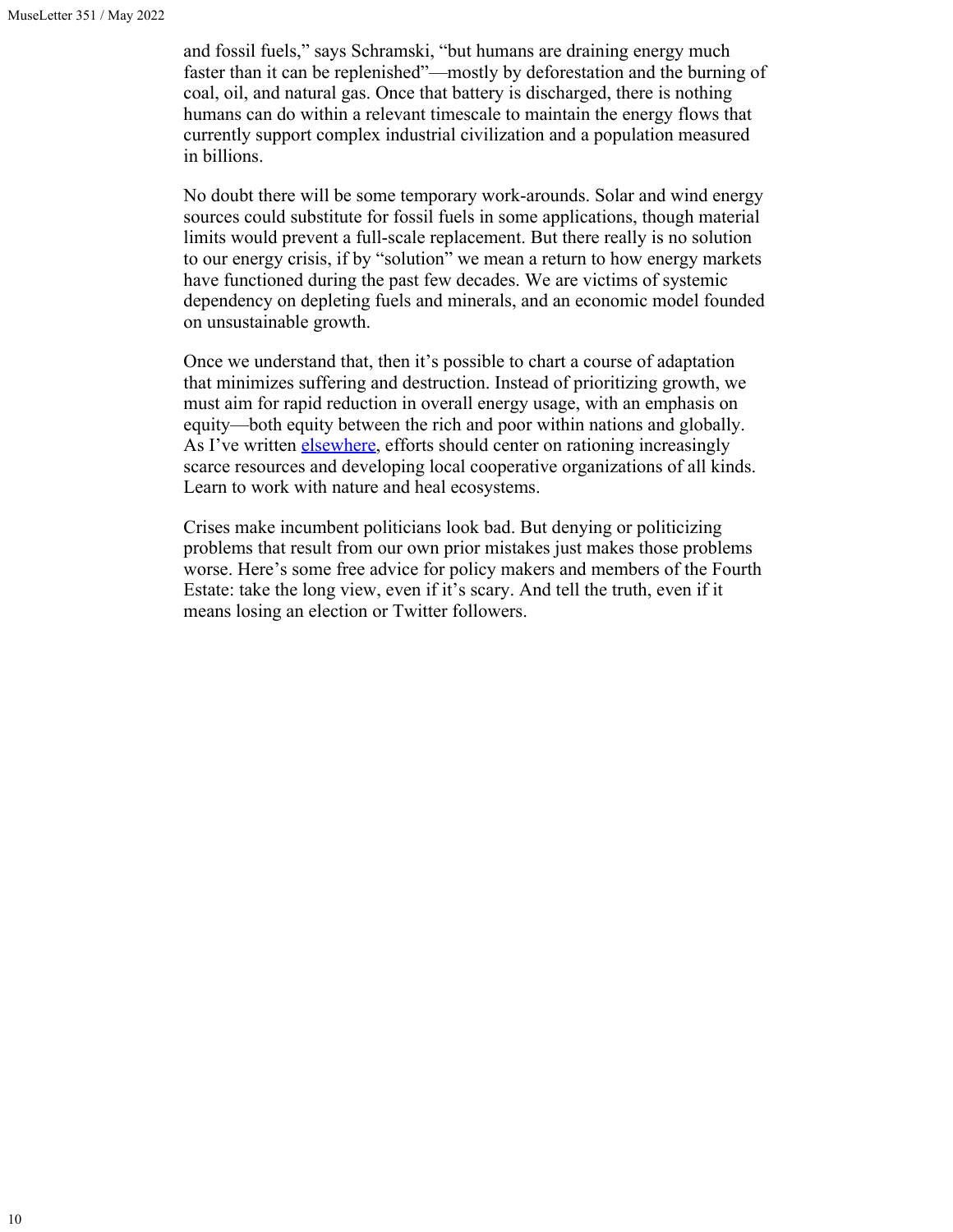and fossil fuels," says Schramski, "but humans are draining energy much faster than it can be replenished"—mostly by deforestation and the burning of coal, oil, and natural gas. Once that battery is discharged, there is nothing humans can do within a relevant timescale to maintain the energy flows that currently support complex industrial civilization and a population measured in billions.

No doubt there will be some temporary work-arounds. Solar and wind energy sources could substitute for fossil fuels in some applications, though material limits would prevent a full-scale replacement. But there really is no solution to our energy crisis, if by "solution" we mean a return to how energy markets have functioned during the past few decades. We are victims of systemic dependency on depleting fuels and minerals, and an economic model founded on unsustainable growth.

Once we understand that, then it's possible to chart a course of adaptation that minimizes suffering and destruction. Instead of prioritizing growth, we must aim for rapid reduction in overall energy usage, with an emphasis on equity—both equity between the rich and poor within nations and globally. As I've written elsewhere, efforts should center on rationing increasingly scarce resources and developing local cooperative organizations of all kinds. Learn to work with nature and heal ecosystems.

Crises make incumbent politicians look bad. But denying or politicizing problems that result from our own prior mistakes just makes those problems worse. Here's some free advice for policy makers and members of the Fourth Estate: take the long view, even if it's scary. And tell the truth, even if it means losing an election or Twitter followers.